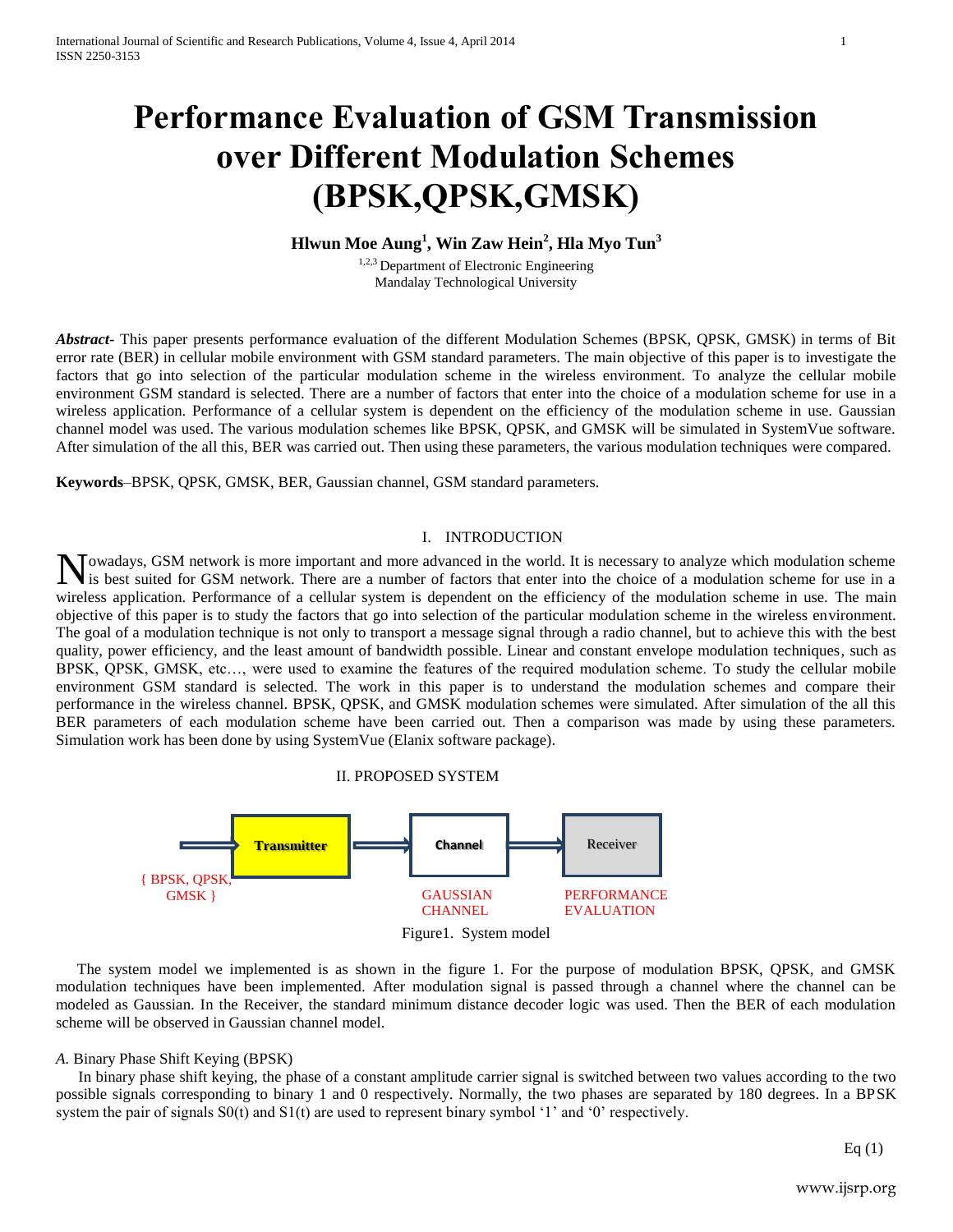# Performance Evaluation of GSM Transmission over Different Modulation Schemes (BPSK,QPSK,GMSK)

**Hlwun Moe Aung[1], Win Zaw Hein[2], Hla Myo Tun[3]**

[1,2,3] Department of Electronic Engineering
Mandalay Technological University

***Abstract-*** This paper presents performance evaluation of the different Modulation Schemes (BPSK, QPSK, GMSK) in terms of Bit error rate (BER) in cellular mobile environment with GSM standard parameters. The main objective of this paper is to investigate the factors that go into selection of the particular modulation scheme in the wireless environment. To analyze the cellular mobile environment GSM standard is selected. There are a number of factors that enter into the choice of a modulation scheme for use in a wireless application. Performance of a cellular system is dependent on the efficiency of the modulation scheme in use. Gaussian channel model was used. The various modulation schemes like BPSK, QPSK, and GMSK will be simulated in SystemVue software. After simulation of the all this, BER was carried out. Then using these parameters, the various modulation techniques were compared.

**Keywords**–BPSK, QPSK, GMSK, BER, Gaussian channel, GSM standard parameters.

## I. INTRODUCTION

Nowadays, GSM network is more important and more advanced in the world. It is necessary to analyze which modulation scheme is best suited for GSM network. There are a number of factors that enter into the choice of a modulation scheme for use in a wireless application. Performance of a cellular system is dependent on the efficiency of the modulation scheme in use. The main objective of this paper is to study the factors that go into selection of the particular modulation scheme in the wireless environment. The goal of a modulation technique is not only to transport a message signal through a radio channel, but to achieve this with the best quality, power efficiency, and the least amount of bandwidth possible. Linear and constant envelope modulation techniques, such as BPSK, QPSK, GMSK, etc…, were used to examine the features of the required modulation scheme. To study the cellular mobile environment GSM standard is selected. The work in this paper is to understand the modulation schemes and compare their performance in the wireless channel. BPSK, QPSK, and GMSK modulation schemes were simulated. After simulation of the all this BER parameters of each modulation scheme have been carried out. Then a comparison was made by using these parameters. Simulation work has been done by using SystemVue (Elanix software package).

## II. PROPOSED SYSTEM

Transmitter → Channel → Receiver

{ BPSK, QPSK, GMSK } — GAUSSIAN CHANNEL — PERFORMANCE EVALUATION

Figure1. System model

The system model we implemented is as shown in the figure 1. For the purpose of modulation BPSK, QPSK, and GMSK modulation techniques have been implemented. After modulation signal is passed through a channel where the channel can be modeled as Gaussian. In the Receiver, the standard minimum distance decoder logic was used. Then the BER of each modulation scheme will be observed in Gaussian channel model.

### *A.* Binary Phase Shift Keying (BPSK)

In binary phase shift keying, the phase of a constant amplitude carrier signal is switched between two values according to the two possible signals corresponding to binary 1 and 0 respectively. Normally, the two phases are separated by 180 degrees. In a BPSK system the pair of signals S0(t) and S1(t) are used to represent binary symbol '1' and '0' respectively.

Eq (1)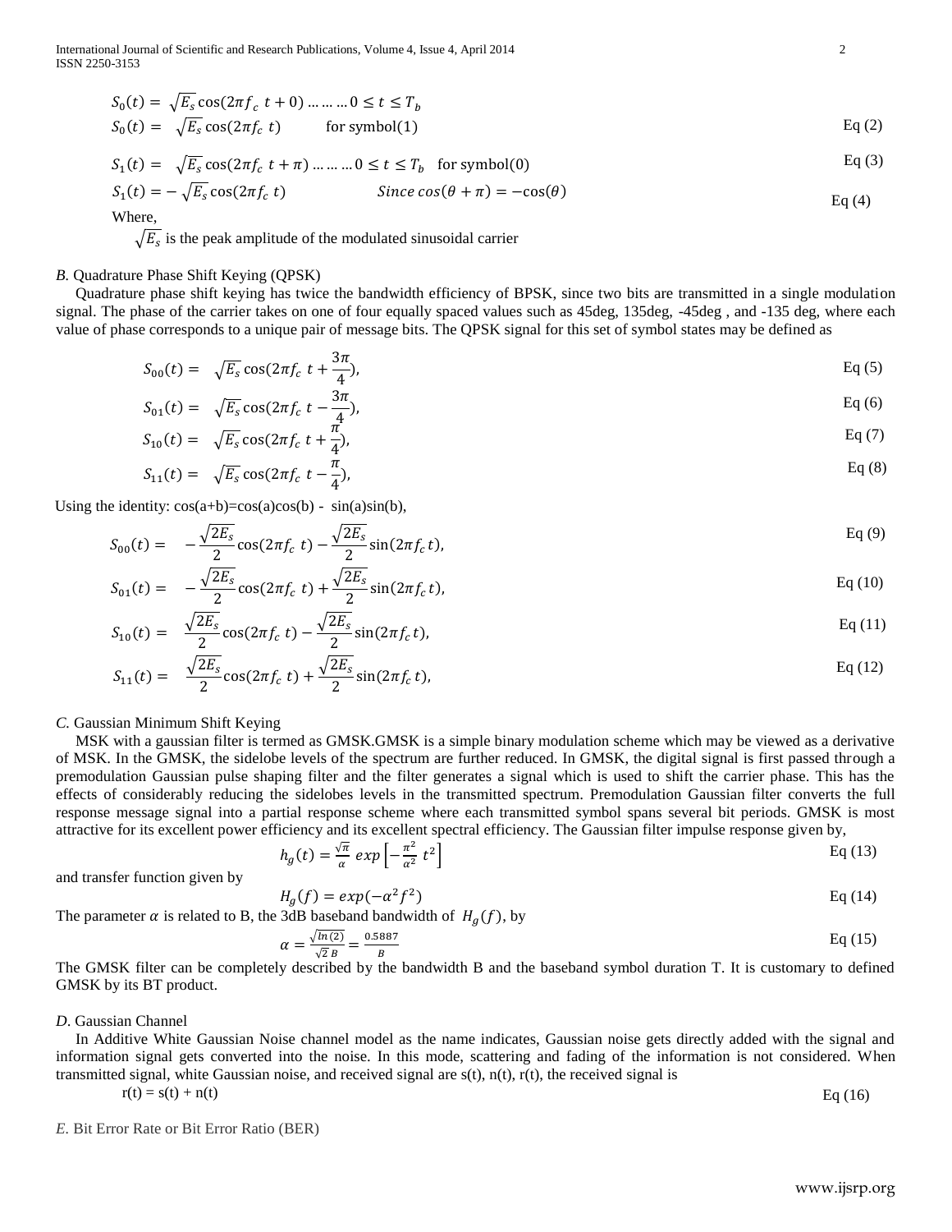$$S_0(t) = \sqrt{E_s}\cos(2\pi f_c\ t + 0) \ldots\ldots\ldots 0 \le t \le T_b$$

$$S_0(t) = \sqrt{E_s}\cos(2\pi f_c\ t) \qquad \text{for symbol(1)} \qquad \text{Eq (2)}$$

$$S_1(t) = \sqrt{E_s}\cos(2\pi f_c\ t + \pi) \ldots\ldots\ldots 0 \le t \le T_b \quad \text{for symbol(0)} \qquad \text{Eq (3)}$$

$$S_1(t) = -\sqrt{E_s}\cos(2\pi f_c\ t) \qquad Since\ cos(\theta + \pi) = -\cos(\theta) \qquad \text{Eq (4)}$$

Where,

$\sqrt{E_s}$ is the peak amplitude of the modulated sinusoidal carrier

### *B.* Quadrature Phase Shift Keying (QPSK)

Quadrature phase shift keying has twice the bandwidth efficiency of BPSK, since two bits are transmitted in a single modulation signal. The phase of the carrier takes on one of four equally spaced values such as 45deg, 135deg, -45deg , and -135 deg, where each value of phase corresponds to a unique pair of message bits. The QPSK signal for this set of symbol states may be defined as

$$S_{00}(t) = \sqrt{E_s}\cos(2\pi f_c\ t + \frac{3\pi}{4}), \qquad \text{Eq (5)}$$

$$S_{01}(t) = \sqrt{E_s}\cos(2\pi f_c\ t - \frac{3\pi}{4}), \qquad \text{Eq (6)}$$

$$S_{10}(t) = \sqrt{E_s}\cos(2\pi f_c\ t + \frac{\pi}{4}), \qquad \text{Eq (7)}$$

$$S_{11}(t) = \sqrt{E_s}\cos(2\pi f_c\ t - \frac{\pi}{4}), \qquad \text{Eq (8)}$$

Using the identity: cos(a+b)=cos(a)cos(b) - sin(a)sin(b),

$$S_{00}(t) = -\frac{\sqrt{2E_s}}{2}\cos(2\pi f_c\ t) - \frac{\sqrt{2E_s}}{2}\sin(2\pi f_c t), \qquad \text{Eq (9)}$$

$$S_{01}(t) = -\frac{\sqrt{2E_s}}{2}\cos(2\pi f_c\ t) + \frac{\sqrt{2E_s}}{2}\sin(2\pi f_c t), \qquad \text{Eq (10)}$$

$$S_{10}(t) = \frac{\sqrt{2E_s}}{2}\cos(2\pi f_c\ t) - \frac{\sqrt{2E_s}}{2}\sin(2\pi f_c t), \qquad \text{Eq (11)}$$

$$S_{11}(t) = \frac{\sqrt{2E_s}}{2}\cos(2\pi f_c\ t) + \frac{\sqrt{2E_s}}{2}\sin(2\pi f_c t), \qquad \text{Eq (12)}$$

### *C.* Gaussian Minimum Shift Keying

MSK with a gaussian filter is termed as GMSK.GMSK is a simple binary modulation scheme which may be viewed as a derivative of MSK. In the GMSK, the sidelobe levels of the spectrum are further reduced. In GMSK, the digital signal is first passed through a premodulation Gaussian pulse shaping filter and the filter generates a signal which is used to shift the carrier phase. This has the effects of considerably reducing the sidelobes levels in the transmitted spectrum. Premodulation Gaussian filter converts the full response message signal into a partial response scheme where each transmitted symbol spans several bit periods. GMSK is most attractive for its excellent power efficiency and its excellent spectral efficiency. The Gaussian filter impulse response given by,

$$h_g(t) = \frac{\sqrt{\pi}}{\alpha}\ exp\left[-\frac{\pi^2}{\alpha^2}\ t^2\right] \qquad \text{Eq (13)}$$

and transfer function given by

$$H_g(f) = exp(-\alpha^2 f^2) \qquad \text{Eq (14)}$$

The parameter $\alpha$ is related to B, the 3dB baseband bandwidth of $H_g(f)$, by

$$\alpha = \frac{\sqrt{ln(2)}}{\sqrt{2}\,B} = \frac{0.5887}{B} \qquad \text{Eq (15)}$$

The GMSK filter can be completely described by the bandwidth B and the baseband symbol duration T. It is customary to defined GMSK by its BT product.

### *D*. Gaussian Channel

In Additive White Gaussian Noise channel model as the name indicates, Gaussian noise gets directly added with the signal and information signal gets converted into the noise. In this mode, scattering and fading of the information is not considered. When transmitted signal, white Gaussian noise, and received signal are s(t), n(t), r(t), the received signal is

$$r(t) = s(t) + n(t) \qquad \text{Eq (16)}$$

### *E.* Bit Error Rate or Bit Error Ratio (BER)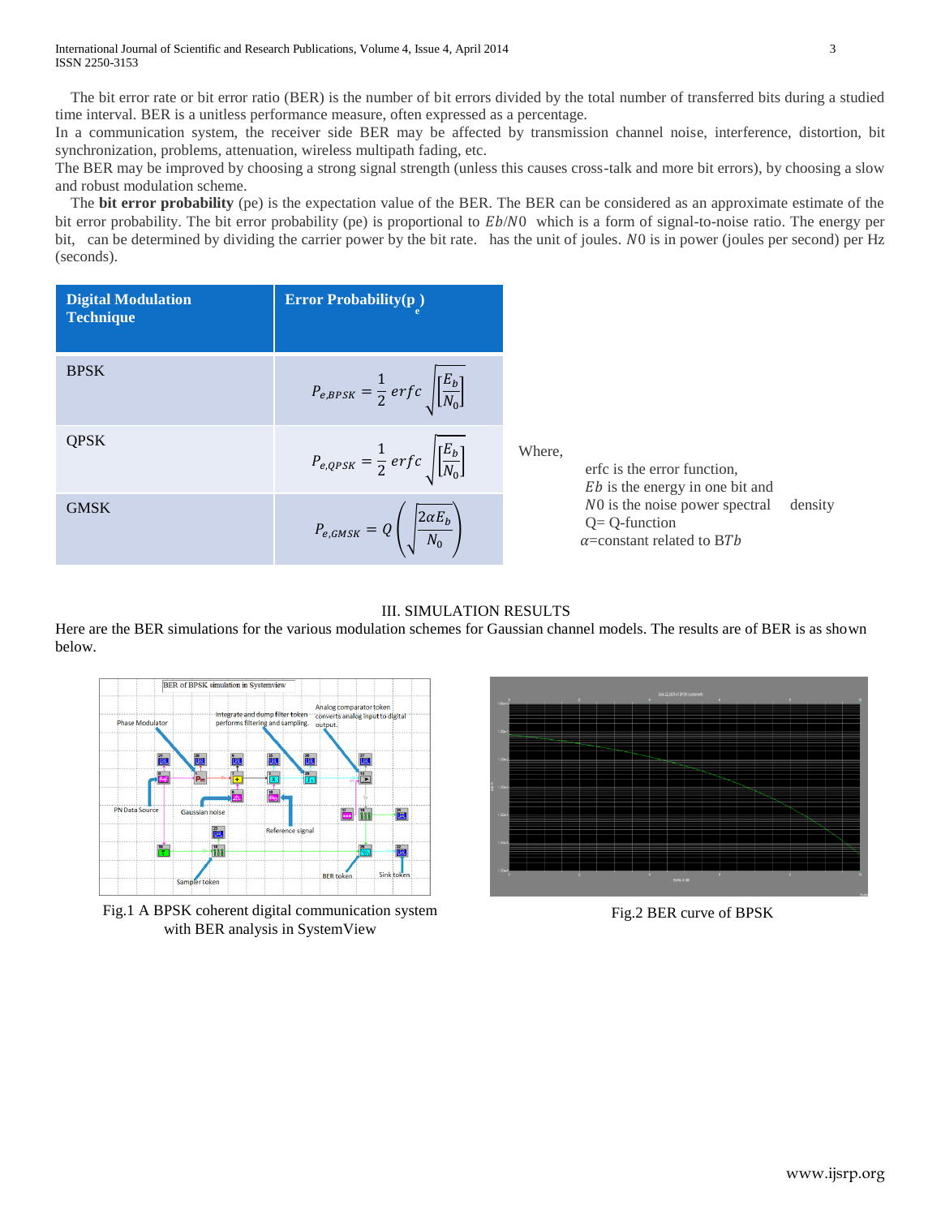The bit error rate or bit error ratio (BER) is the number of bit errors divided by the total number of transferred bits during a studied time interval. BER is a unitless performance measure, often expressed as a percentage.

In a communication system, the receiver side BER may be affected by transmission channel noise, interference, distortion, bit synchronization, problems, attenuation, wireless multipath fading, etc.

The BER may be improved by choosing a strong signal strength (unless this causes cross-talk and more bit errors), by choosing a slow and robust modulation scheme.

The **bit error probability** (pe) is the expectation value of the BER. The BER can be considered as an approximate estimate of the bit error probability. The bit error probability (pe) is proportional to $Eb/N0$ which is a form of signal-to-noise ratio. The energy per bit, can be determined by dividing the carrier power by the bit rate. has the unit of joules. $N0$ is in power (joules per second) per Hz (seconds).

| Digital Modulation Technique | Error Probability($p_e$) |
|---|---|
| BPSK | $P_{e,BPSK} = \frac{1}{2}\, erfc \sqrt{\left[\frac{E_b}{N_0}\right]}$ |
| QPSK | $P_{e,QPSK} = \frac{1}{2}\, erfc \sqrt{\left[\frac{E_b}{N_0}\right]}$ |
| GMSK | $P_{e,GMSK} = Q\left(\sqrt{\frac{2\alpha E_b}{N_0}}\right)$ |

Where,

erfc is the error function,
$Eb$ is the energy in one bit and
$N0$ is the noise power spectral density
Q= Q-function
$\alpha$=constant related to $BTb$

## III. SIMULATION RESULTS

Here are the BER simulations for the various modulation schemes for Gaussian channel models. The results are of BER is as shown below.

Fig.1 A BPSK coherent digital communication system with BER analysis in SystemView

Fig.2 BER curve of BPSK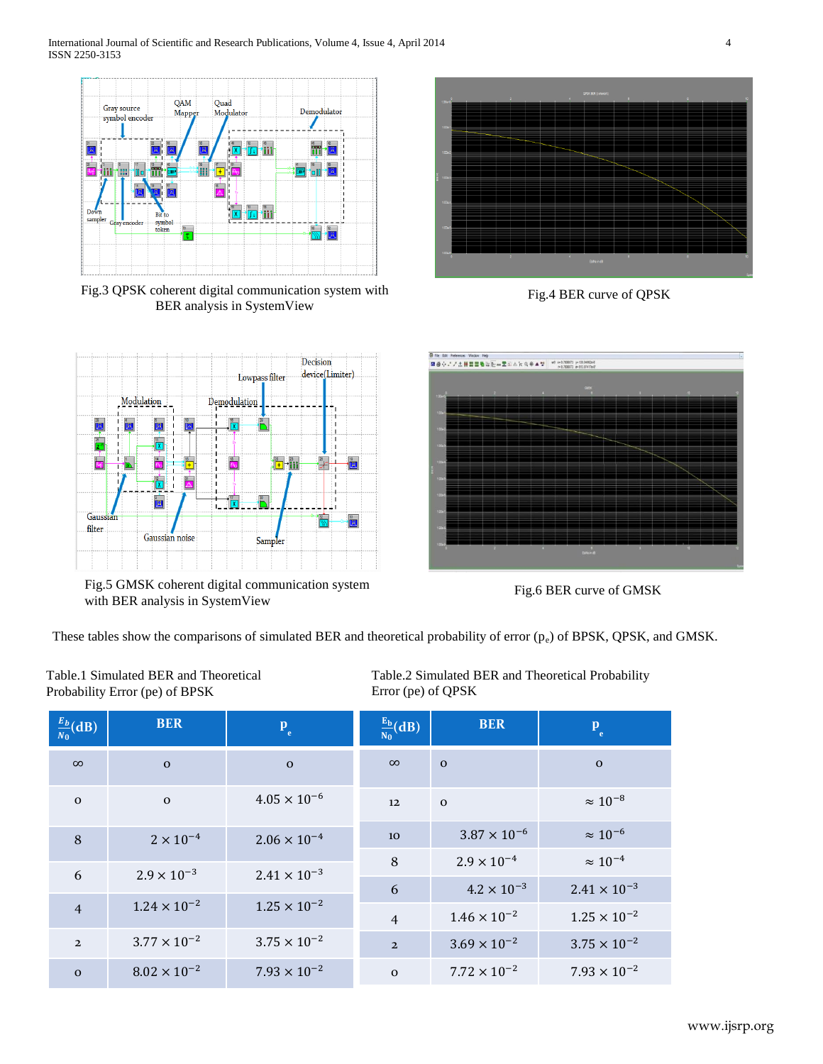Fig.3 QPSK coherent digital communication system with BER analysis in SystemView

Fig.4 BER curve of QPSK

Fig.5 GMSK coherent digital communication system with BER analysis in SystemView

Fig.6 BER curve of GMSK

These tables show the comparisons of simulated BER and theoretical probability of error ($p_e$) of BPSK, QPSK, and GMSK.

Table.1 Simulated BER and Theoretical Probability Error (pe) of BPSK

| $\frac{E_b}{N_0}$(dB) | BER | $p_e$ |
|---|---|---|
| ∞ | 0 | 0 |
| 0 | 0 | $4.05 \times 10^{-6}$ |
| 8 | $2 \times 10^{-4}$ | $2.06 \times 10^{-4}$ |
| 6 | $2.9 \times 10^{-3}$ | $2.41 \times 10^{-3}$ |
| 4 | $1.24 \times 10^{-2}$ | $1.25 \times 10^{-2}$ |
| 2 | $3.77 \times 10^{-2}$ | $3.75 \times 10^{-2}$ |
| 0 | $8.02 \times 10^{-2}$ | $7.93 \times 10^{-2}$ |

Table.2 Simulated BER and Theoretical Probability Error (pe) of QPSK

| $\frac{E_b}{N_0}$(dB) | BER | $p_e$ |
|---|---|---|
| ∞ | 0 | 0 |
| 12 | 0 | $\approx 10^{-8}$ |
| 10 | $3.87 \times 10^{-6}$ | $\approx 10^{-6}$ |
| 8 | $2.9 \times 10^{-4}$ | $\approx 10^{-4}$ |
| 6 | $4.2 \times 10^{-3}$ | $2.41 \times 10^{-3}$ |
| 4 | $1.46 \times 10^{-2}$ | $1.25 \times 10^{-2}$ |
| 2 | $3.69 \times 10^{-2}$ | $3.75 \times 10^{-2}$ |
| 0 | $7.72 \times 10^{-2}$ | $7.93 \times 10^{-2}$ |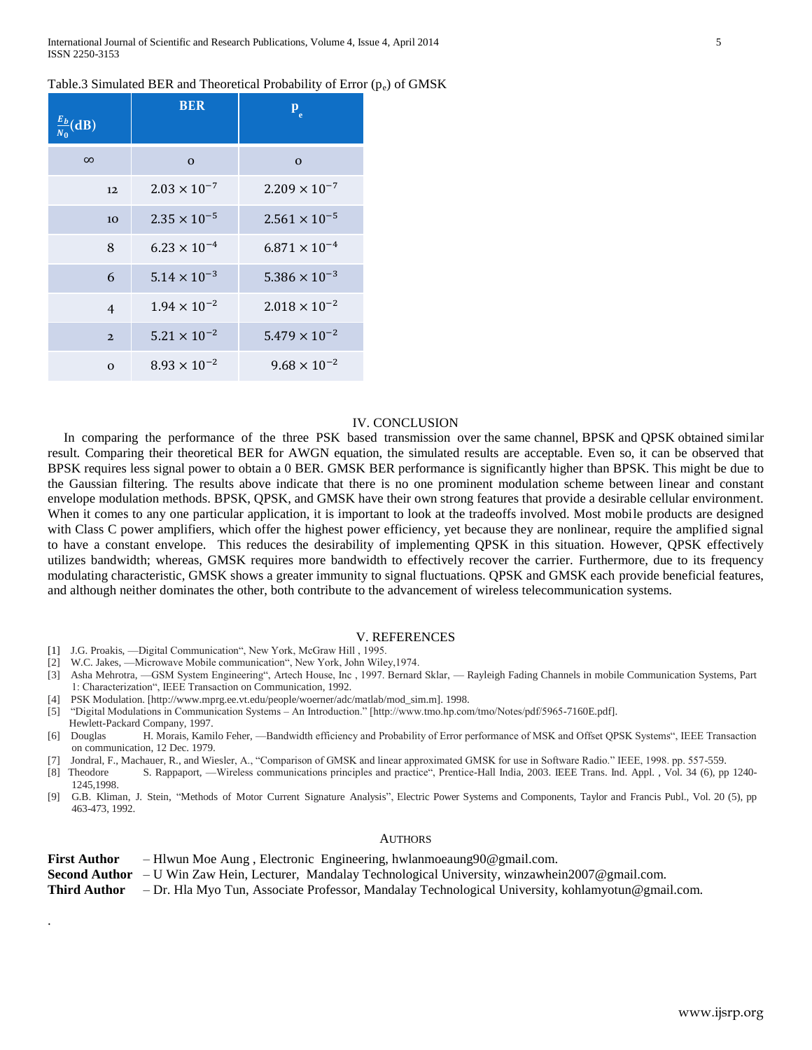Table.3 Simulated BER and Theoretical Probability of Error ($p_e$) of GMSK

| $\frac{E_b}{N_0}$(dB) | BER | $p_e$ |
|---|---|---|
| ∞ | 0 | 0 |
| 12 | $2.03 \times 10^{-7}$ | $2.209 \times 10^{-7}$ |
| 10 | $2.35 \times 10^{-5}$ | $2.561 \times 10^{-5}$ |
| 8 | $6.23 \times 10^{-4}$ | $6.871 \times 10^{-4}$ |
| 6 | $5.14 \times 10^{-3}$ | $5.386 \times 10^{-3}$ |
| 4 | $1.94 \times 10^{-2}$ | $2.018 \times 10^{-2}$ |
| 2 | $5.21 \times 10^{-2}$ | $5.479 \times 10^{-2}$ |
| 0 | $8.93 \times 10^{-2}$ | $9.68 \times 10^{-2}$ |

## IV. CONCLUSION

In comparing the performance of the three PSK based transmission over the same channel, BPSK and QPSK obtained similar result. Comparing their theoretical BER for AWGN equation, the simulated results are acceptable. Even so, it can be observed that BPSK requires less signal power to obtain a 0 BER. GMSK BER performance is significantly higher than BPSK. This might be due to the Gaussian filtering. The results above indicate that there is no one prominent modulation scheme between linear and constant envelope modulation methods. BPSK, QPSK, and GMSK have their own strong features that provide a desirable cellular environment. When it comes to any one particular application, it is important to look at the tradeoffs involved. Most mobile products are designed with Class C power amplifiers, which offer the highest power efficiency, yet because they are nonlinear, require the amplified signal to have a constant envelope. This reduces the desirability of implementing QPSK in this situation. However, QPSK effectively utilizes bandwidth; whereas, GMSK requires more bandwidth to effectively recover the carrier. Furthermore, due to its frequency modulating characteristic, GMSK shows a greater immunity to signal fluctuations. QPSK and GMSK each provide beneficial features, and although neither dominates the other, both contribute to the advancement of wireless telecommunication systems.

## V. REFERENCES

[1] J.G. Proakis, ―Digital Communication", New York, McGraw Hill , 1995.

[2] W.C. Jakes, ―Microwave Mobile communication", New York, John Wiley,1974.

[3] Asha Mehrotra, ―GSM System Engineering", Artech House, Inc , 1997. Bernard Sklar, ― Rayleigh Fading Channels in mobile Communication Systems, Part 1: Characterization", IEEE Transaction on Communication, 1992.

[4] PSK Modulation. [http://www.mprg.ee.vt.edu/people/woerner/adc/matlab/mod_sim.m]. 1998.

[5] "Digital Modulations in Communication Systems – An Introduction." [http://www.tmo.hp.com/tmo/Notes/pdf/5965-7160E.pdf]. Hewlett-Packard Company, 1997.

[6] Douglas H. Morais, Kamilo Feher, ―Bandwidth efficiency and Probability of Error performance of MSK and Offset QPSK Systems", IEEE Transaction on communication, 12 Dec. 1979.

[7] Jondral, F., Machauer, R., and Wiesler, A., "Comparison of GMSK and linear approximated GMSK for use in Software Radio." IEEE, 1998. pp. 557-559.

[8] Theodore S. Rappaport, ―Wireless communications principles and practice", Prentice-Hall India, 2003. IEEE Trans. Ind. Appl. , Vol. 34 (6), pp 1240-1245,1998.

[9] G.B. Kliman, J. Stein, "Methods of Motor Current Signature Analysis", Electric Power Systems and Components, Taylor and Francis Publ., Vol. 20 (5), pp 463-473, 1992.

### AUTHORS

**First Author** – Hlwun Moe Aung , Electronic Engineering, hwlanmoeaung90@gmail.com.

**Second Author** – U Win Zaw Hein, Lecturer, Mandalay Technological University, winzawhein2007@gmail.com.

**Third Author** – Dr. Hla Myo Tun, Associate Professor, Mandalay Technological University, kohlamyotun@gmail.com.